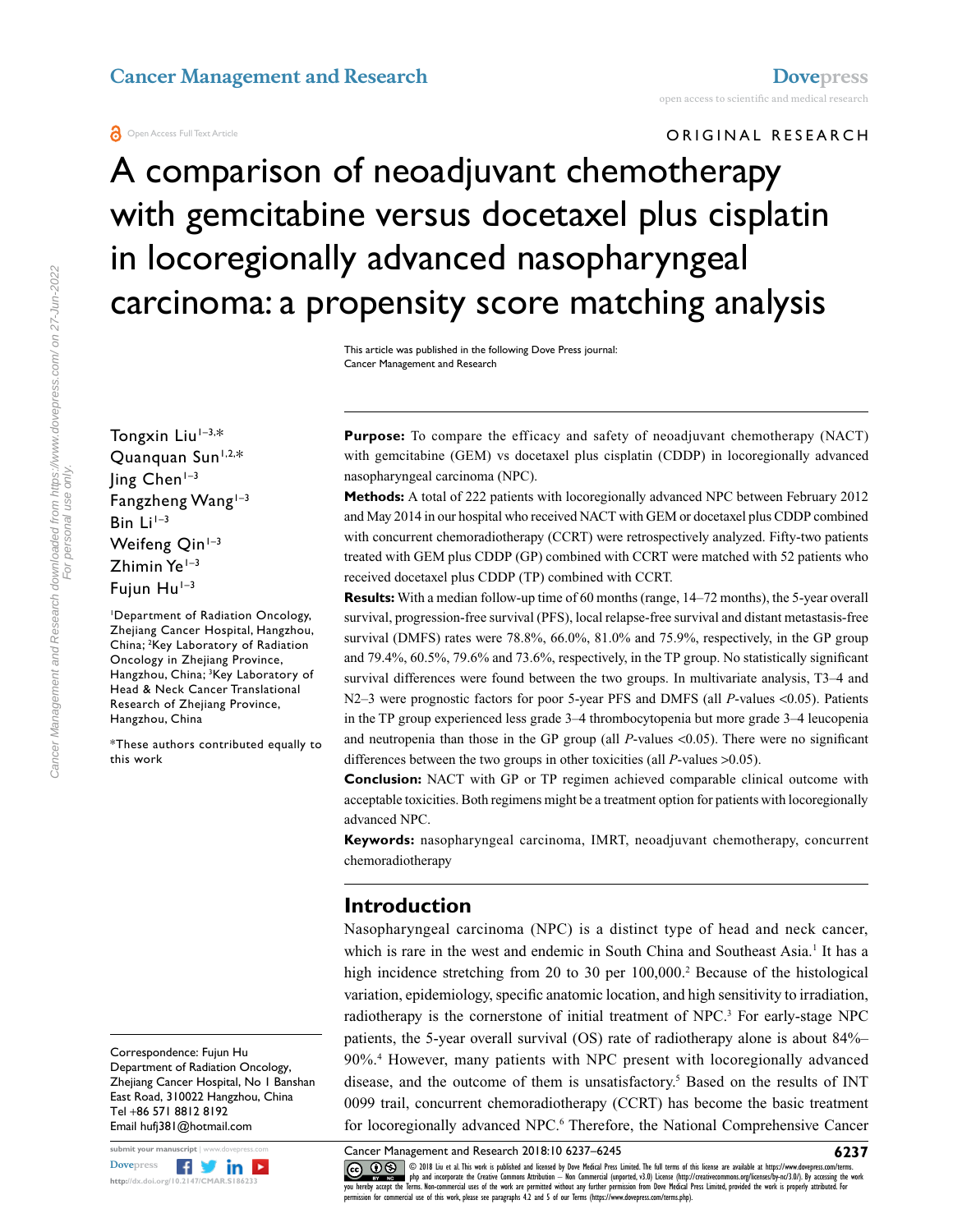ORIGINAL RESEARCH

# A comparison of neoadjuvant chemotherapy with gemcitabine versus docetaxel plus cisplatin in locoregionally advanced nasopharyngeal carcinoma: a propensity score matching analysis

This article was published in the following Dove Press journal:
Cancer Management and Research

Tongxin Liu[1–3,*]
Quanquan Sun[1,2,*]
Jing Chen[1–3]
Fangzheng Wang[1–3]
Bin Li[1–3]
Weifeng Qin[1–3]
Zhimin Ye[1–3]
Fujun Hu[1–3]

[1]Department of Radiation Oncology, Zhejiang Cancer Hospital, Hangzhou, China; [2]Key Laboratory of Radiation Oncology in Zhejiang Province, Hangzhou, China; [3]Key Laboratory of Head & Neck Cancer Translational Research of Zhejiang Province, Hangzhou, China

*These authors contributed equally to this work

Correspondence: Fujun Hu
Department of Radiation Oncology, Zhejiang Cancer Hospital, No 1 Banshan East Road, 310022 Hangzhou, China
Tel +86 571 8812 8192
Email hufj381@hotmail.com

**Purpose:** To compare the efficacy and safety of neoadjuvant chemotherapy (NACT) with gemcitabine (GEM) vs docetaxel plus cisplatin (CDDP) in locoregionally advanced nasopharyngeal carcinoma (NPC).

**Methods:** A total of 222 patients with locoregionally advanced NPC between February 2012 and May 2014 in our hospital who received NACT with GEM or docetaxel plus CDDP combined with concurrent chemoradiotherapy (CCRT) were retrospectively analyzed. Fifty-two patients treated with GEM plus CDDP (GP) combined with CCRT were matched with 52 patients who received docetaxel plus CDDP (TP) combined with CCRT.

**Results:** With a median follow-up time of 60 months (range, 14–72 months), the 5-year overall survival, progression-free survival (PFS), local relapse-free survival and distant metastasis-free survival (DMFS) rates were 78.8%, 66.0%, 81.0% and 75.9%, respectively, in the GP group and 79.4%, 60.5%, 79.6% and 73.6%, respectively, in the TP group. No statistically significant survival differences were found between the two groups. In multivariate analysis, T3–4 and N2–3 were prognostic factors for poor 5-year PFS and DMFS (all $P$-values <0.05). Patients in the TP group experienced less grade 3–4 thrombocytopenia but more grade 3–4 leucopenia and neutropenia than those in the GP group (all $P$-values <0.05). There were no significant differences between the two groups in other toxicities (all $P$-values >0.05).

**Conclusion:** NACT with GP or TP regimen achieved comparable clinical outcome with acceptable toxicities. Both regimens might be a treatment option for patients with locoregionally advanced NPC.

**Keywords:** nasopharyngeal carcinoma, IMRT, neoadjuvant chemotherapy, concurrent chemoradiotherapy

## Introduction

Nasopharyngeal carcinoma (NPC) is a distinct type of head and neck cancer, which is rare in the west and endemic in South China and Southeast Asia.[1] It has a high incidence stretching from 20 to 30 per 100,000.[2] Because of the histological variation, epidemiology, specific anatomic location, and high sensitivity to irradiation, radiotherapy is the cornerstone of initial treatment of NPC.[3] For early-stage NPC patients, the 5-year overall survival (OS) rate of radiotherapy alone is about 84%–90%.[4] However, many patients with NPC present with locoregionally advanced disease, and the outcome of them is unsatisfactory.[5] Based on the results of INT 0099 trail, concurrent chemoradiotherapy (CCRT) has become the basic treatment for locoregionally advanced NPC.[6] Therefore, the National Comprehensive Cancer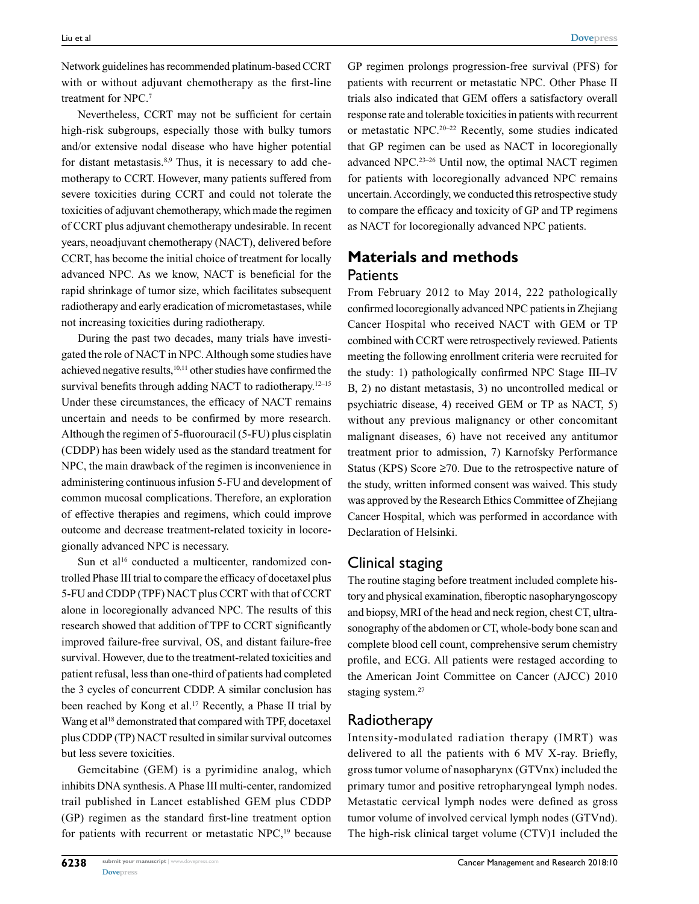Network guidelines has recommended platinum-based CCRT with or without adjuvant chemotherapy as the first-line treatment for NPC.[7]

Nevertheless, CCRT may not be sufficient for certain high-risk subgroups, especially those with bulky tumors and/or extensive nodal disease who have higher potential for distant metastasis.[8,9] Thus, it is necessary to add chemotherapy to CCRT. However, many patients suffered from severe toxicities during CCRT and could not tolerate the toxicities of adjuvant chemotherapy, which made the regimen of CCRT plus adjuvant chemotherapy undesirable. In recent years, neoadjuvant chemotherapy (NACT), delivered before CCRT, has become the initial choice of treatment for locally advanced NPC. As we know, NACT is beneficial for the rapid shrinkage of tumor size, which facilitates subsequent radiotherapy and early eradication of micrometastases, while not increasing toxicities during radiotherapy.

During the past two decades, many trials have investigated the role of NACT in NPC. Although some studies have achieved negative results,[10,11] other studies have confirmed the survival benefits through adding NACT to radiotherapy.[12–15] Under these circumstances, the efficacy of NACT remains uncertain and needs to be confirmed by more research. Although the regimen of 5-fluorouracil (5-FU) plus cisplatin (CDDP) has been widely used as the standard treatment for NPC, the main drawback of the regimen is inconvenience in administering continuous infusion 5-FU and development of common mucosal complications. Therefore, an exploration of effective therapies and regimens, which could improve outcome and decrease treatment-related toxicity in locoregionally advanced NPC is necessary.

Sun et al[16] conducted a multicenter, randomized controlled Phase III trial to compare the efficacy of docetaxel plus 5-FU and CDDP (TPF) NACT plus CCRT with that of CCRT alone in locoregionally advanced NPC. The results of this research showed that addition of TPF to CCRT significantly improved failure-free survival, OS, and distant failure-free survival. However, due to the treatment-related toxicities and patient refusal, less than one-third of patients had completed the 3 cycles of concurrent CDDP. A similar conclusion has been reached by Kong et al.[17] Recently, a Phase II trial by Wang et al[18] demonstrated that compared with TPF, docetaxel plus CDDP (TP) NACT resulted in similar survival outcomes but less severe toxicities.

Gemcitabine (GEM) is a pyrimidine analog, which inhibits DNA synthesis. A Phase III multi-center, randomized trail published in Lancet established GEM plus CDDP (GP) regimen as the standard first-line treatment option for patients with recurrent or metastatic NPC,[19] because GP regimen prolongs progression-free survival (PFS) for patients with recurrent or metastatic NPC. Other Phase II trials also indicated that GEM offers a satisfactory overall response rate and tolerable toxicities in patients with recurrent or metastatic NPC.[20–22] Recently, some studies indicated that GP regimen can be used as NACT in locoregionally advanced NPC.[23–26] Until now, the optimal NACT regimen for patients with locoregionally advanced NPC remains uncertain. Accordingly, we conducted this retrospective study to compare the efficacy and toxicity of GP and TP regimens as NACT for locoregionally advanced NPC patients.

# Materials and methods

## Patients

From February 2012 to May 2014, 222 pathologically confirmed locoregionally advanced NPC patients in Zhejiang Cancer Hospital who received NACT with GEM or TP combined with CCRT were retrospectively reviewed. Patients meeting the following enrollment criteria were recruited for the study: 1) pathologically confirmed NPC Stage III–IV B, 2) no distant metastasis, 3) no uncontrolled medical or psychiatric disease, 4) received GEM or TP as NACT, 5) without any previous malignancy or other concomitant malignant diseases, 6) have not received any antitumor treatment prior to admission, 7) Karnofsky Performance Status (KPS) Score ≥70. Due to the retrospective nature of the study, written informed consent was waived. This study was approved by the Research Ethics Committee of Zhejiang Cancer Hospital, which was performed in accordance with Declaration of Helsinki.

## Clinical staging

The routine staging before treatment included complete history and physical examination, fiberoptic nasopharyngoscopy and biopsy, MRI of the head and neck region, chest CT, ultrasonography of the abdomen or CT, whole-body bone scan and complete blood cell count, comprehensive serum chemistry profile, and ECG. All patients were restaged according to the American Joint Committee on Cancer (AJCC) 2010 staging system.[27]

## Radiotherapy

Intensity-modulated radiation therapy (IMRT) was delivered to all the patients with 6 MV X-ray. Briefly, gross tumor volume of nasopharynx (GTVnx) included the primary tumor and positive retropharyngeal lymph nodes. Metastatic cervical lymph nodes were defined as gross tumor volume of involved cervical lymph nodes (GTVnd). The high-risk clinical target volume (CTV)1 included the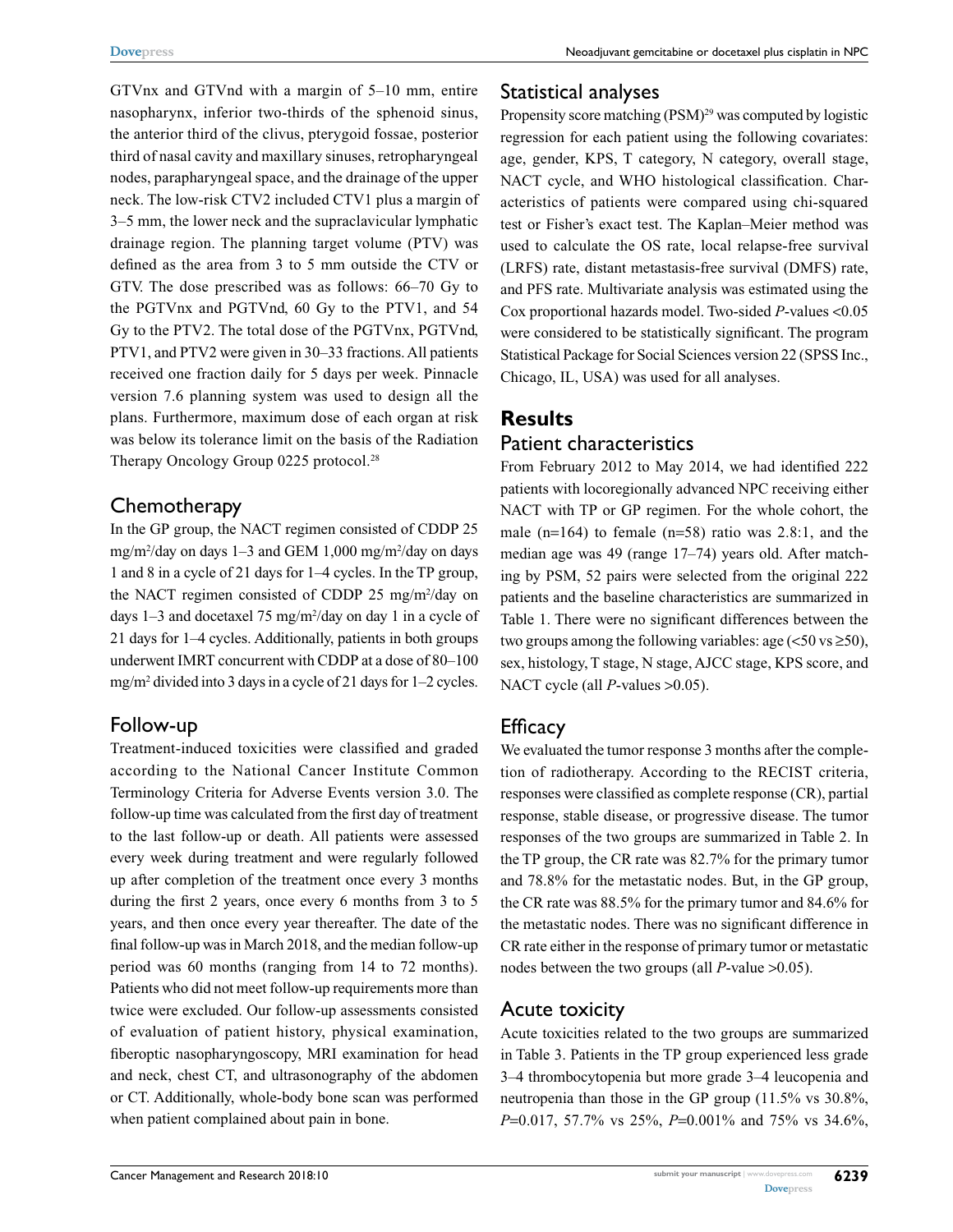GTVnx and GTVnd with a margin of 5–10 mm, entire nasopharynx, inferior two-thirds of the sphenoid sinus, the anterior third of the clivus, pterygoid fossae, posterior third of nasal cavity and maxillary sinuses, retropharyngeal nodes, parapharyngeal space, and the drainage of the upper neck. The low-risk CTV2 included CTV1 plus a margin of 3–5 mm, the lower neck and the supraclavicular lymphatic drainage region. The planning target volume (PTV) was defined as the area from 3 to 5 mm outside the CTV or GTV. The dose prescribed was as follows: 66–70 Gy to the PGTVnx and PGTVnd, 60 Gy to the PTV1, and 54 Gy to the PTV2. The total dose of the PGTVnx, PGTVnd, PTV1, and PTV2 were given in 30–33 fractions. All patients received one fraction daily for 5 days per week. Pinnacle version 7.6 planning system was used to design all the plans. Furthermore, maximum dose of each organ at risk was below its tolerance limit on the basis of the Radiation Therapy Oncology Group 0225 protocol.[28]

## Chemotherapy

In the GP group, the NACT regimen consisted of CDDP 25 mg/m$^2$/day on days 1–3 and GEM 1,000 mg/m$^2$/day on days 1 and 8 in a cycle of 21 days for 1–4 cycles. In the TP group, the NACT regimen consisted of CDDP 25 mg/m$^2$/day on days 1–3 and docetaxel 75 mg/m$^2$/day on day 1 in a cycle of 21 days for 1–4 cycles. Additionally, patients in both groups underwent IMRT concurrent with CDDP at a dose of 80–100 mg/m$^2$ divided into 3 days in a cycle of 21 days for 1–2 cycles.

## Follow-up

Treatment-induced toxicities were classified and graded according to the National Cancer Institute Common Terminology Criteria for Adverse Events version 3.0. The follow-up time was calculated from the first day of treatment to the last follow-up or death. All patients were assessed every week during treatment and were regularly followed up after completion of the treatment once every 3 months during the first 2 years, once every 6 months from 3 to 5 years, and then once every year thereafter. The date of the final follow-up was in March 2018, and the median follow-up period was 60 months (ranging from 14 to 72 months). Patients who did not meet follow-up requirements more than twice were excluded. Our follow-up assessments consisted of evaluation of patient history, physical examination, fiberoptic nasopharyngoscopy, MRI examination for head and neck, chest CT, and ultrasonography of the abdomen or CT. Additionally, whole-body bone scan was performed when patient complained about pain in bone.

## Statistical analyses

Propensity score matching (PSM)[29] was computed by logistic regression for each patient using the following covariates: age, gender, KPS, T category, N category, overall stage, NACT cycle, and WHO histological classification. Characteristics of patients were compared using chi-squared test or Fisher's exact test. The Kaplan–Meier method was used to calculate the OS rate, local relapse-free survival (LRFS) rate, distant metastasis-free survival (DMFS) rate, and PFS rate. Multivariate analysis was estimated using the Cox proportional hazards model. Two-sided $P$-values <0.05 were considered to be statistically significant. The program Statistical Package for Social Sciences version 22 (SPSS Inc., Chicago, IL, USA) was used for all analyses.

# Results

## Patient characteristics

From February 2012 to May 2014, we had identified 222 patients with locoregionally advanced NPC receiving either NACT with TP or GP regimen. For the whole cohort, the male (n=164) to female (n=58) ratio was 2.8:1, and the median age was 49 (range 17–74) years old. After matching by PSM, 52 pairs were selected from the original 222 patients and the baseline characteristics are summarized in Table 1. There were no significant differences between the two groups among the following variables: age (<50 vs ≥50), sex, histology, T stage, N stage, AJCC stage, KPS score, and NACT cycle (all $P$-values >0.05).

## Efficacy

We evaluated the tumor response 3 months after the completion of radiotherapy. According to the RECIST criteria, responses were classified as complete response (CR), partial response, stable disease, or progressive disease. The tumor responses of the two groups are summarized in Table 2. In the TP group, the CR rate was 82.7% for the primary tumor and 78.8% for the metastatic nodes. But, in the GP group, the CR rate was 88.5% for the primary tumor and 84.6% for the metastatic nodes. There was no significant difference in CR rate either in the response of primary tumor or metastatic nodes between the two groups (all $P$-value >0.05).

## Acute toxicity

Acute toxicities related to the two groups are summarized in Table 3. Patients in the TP group experienced less grade 3–4 thrombocytopenia but more grade 3–4 leucopenia and neutropenia than those in the GP group (11.5% vs 30.8%, $P$=0.017, 57.7% vs 25%, $P$=0.001% and 75% vs 34.6%,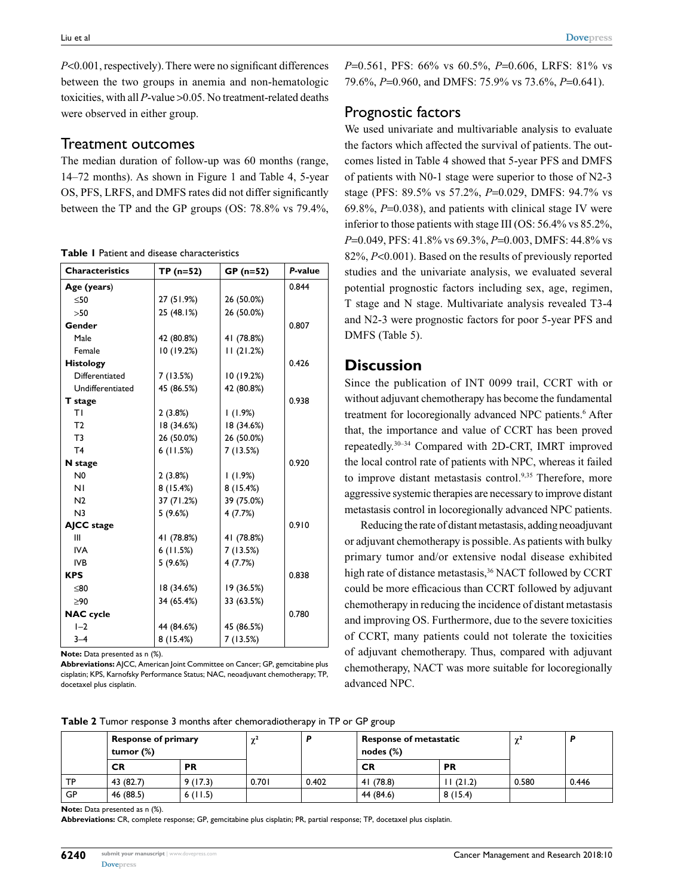*P*<0.001, respectively). There were no significant differences between the two groups in anemia and non-hematologic toxicities, with all *P*-value >0.05. No treatment-related deaths were observed in either group.

## Treatment outcomes

The median duration of follow-up was 60 months (range, 14–72 months). As shown in Figure 1 and Table 4, 5-year OS, PFS, LRFS, and DMFS rates did not differ significantly between the TP and the GP groups (OS: 78.8% vs 79.4%, *P*=0.561, PFS: 66% vs 60.5%, *P*=0.606, LRFS: 81% vs 79.6%, *P*=0.960, and DMFS: 75.9% vs 73.6%, *P*=0.641).

**Table 1** Patient and disease characteristics

| Characteristics | TP (n=52) | GP (n=52) | *P*-value |
|---|---|---|---|
| **Age (years)** | | | 0.844 |
| ≤50 | 27 (51.9%) | 26 (50.0%) | |
| >50 | 25 (48.1%) | 26 (50.0%) | |
| **Gender** | | | 0.807 |
| Male | 42 (80.8%) | 41 (78.8%) | |
| Female | 10 (19.2%) | 11 (21.2%) | |
| **Histology** | | | 0.426 |
| Differentiated | 7 (13.5%) | 10 (19.2%) | |
| Undifferentiated | 45 (86.5%) | 42 (80.8%) | |
| **T stage** | | | 0.938 |
| T1 | 2 (3.8%) | 1 (1.9%) | |
| T2 | 18 (34.6%) | 18 (34.6%) | |
| T3 | 26 (50.0%) | 26 (50.0%) | |
| T4 | 6 (11.5%) | 7 (13.5%) | |
| **N stage** | | | 0.920 |
| N0 | 2 (3.8%) | 1 (1.9%) | |
| N1 | 8 (15.4%) | 8 (15.4%) | |
| N2 | 37 (71.2%) | 39 (75.0%) | |
| N3 | 5 (9.6%) | 4 (7.7%) | |
| **AJCC stage** | | | 0.910 |
| III | 41 (78.8%) | 41 (78.8%) | |
| IVA | 6 (11.5%) | 7 (13.5%) | |
| IVB | 5 (9.6%) | 4 (7.7%) | |
| **KPS** | | | 0.838 |
| ≤80 | 18 (34.6%) | 19 (36.5%) | |
| ≥90 | 34 (65.4%) | 33 (63.5%) | |
| **NAC cycle** | | | 0.780 |
| 1–2 | 44 (84.6%) | 45 (86.5%) | |
| 3–4 | 8 (15.4%) | 7 (13.5%) | |

**Note:** Data presented as n (%).
**Abbreviations:** AJCC, American Joint Committee on Cancer; GP, gemcitabine plus cisplatin; KPS, Karnofsky Performance Status; NAC, neoadjuvant chemotherapy; TP, docetaxel plus cisplatin.

## Prognostic factors

We used univariate and multivariable analysis to evaluate the factors which affected the survival of patients. The outcomes listed in Table 4 showed that 5-year PFS and DMFS of patients with N0-1 stage were superior to those of N2-3 stage (PFS: 89.5% vs 57.2%, *P*=0.029, DMFS: 94.7% vs 69.8%, *P*=0.038), and patients with clinical stage IV were inferior to those patients with stage III (OS: 56.4% vs 85.2%, *P*=0.049, PFS: 41.8% vs 69.3%, *P*=0.003, DMFS: 44.8% vs 82%, *P*<0.001). Based on the results of previously reported studies and the univariate analysis, we evaluated several potential prognostic factors including sex, age, regimen, T stage and N stage. Multivariate analysis revealed T3-4 and N2-3 were prognostic factors for poor 5-year PFS and DMFS (Table 5).

# Discussion

Since the publication of INT 0099 trail, CCRT with or without adjuvant chemotherapy has become the fundamental treatment for locoregionally advanced NPC patients.[6] After that, the importance and value of CCRT has been proved repeatedly.[30–34] Compared with 2D-CRT, IMRT improved the local control rate of patients with NPC, whereas it failed to improve distant metastasis control.[9,35] Therefore, more aggressive systemic therapies are necessary to improve distant metastasis control in locoregionally advanced NPC patients.

Reducing the rate of distant metastasis, adding neoadjuvant or adjuvant chemotherapy is possible. As patients with bulky primary tumor and/or extensive nodal disease exhibited high rate of distance metastasis,[36] NACT followed by CCRT could be more efficacious than CCRT followed by adjuvant chemotherapy in reducing the incidence of distant metastasis and improving OS. Furthermore, due to the severe toxicities of CCRT, many patients could not tolerate the toxicities of adjuvant chemotherapy. Thus, compared with adjuvant chemotherapy, NACT was more suitable for locoregionally advanced NPC.

**Table 2** Tumor response 3 months after chemoradiotherapy in TP or GP group

| | Response of primary tumor (%) | | $\chi^2$ | *P* | Response of metastatic nodes (%) | | $\chi^2$ | *P* |
|---|---|---|---|---|---|---|---|---|
| | CR | PR | | | CR | PR | | |
| TP | 43 (82.7) | 9 (17.3) | 0.701 | 0.402 | 41 (78.8) | 11 (21.2) | 0.580 | 0.446 |
| GP | 46 (88.5) | 6 (11.5) | | | 44 (84.6) | 8 (15.4) | | |

**Note:** Data presented as n (%).
**Abbreviations:** CR, complete response; GP, gemcitabine plus cisplatin; PR, partial response; TP, docetaxel plus cisplatin.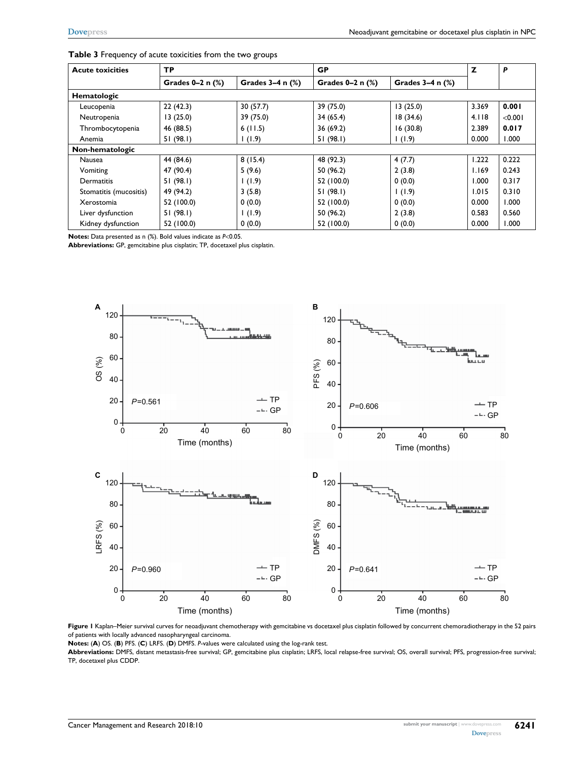**Table 3** Frequency of acute toxicities from the two groups

| Acute toxicities | TP | | GP | | Z | P |
|---|---|---|---|---|---|---|
| | Grades 0–2 n (%) | Grades 3–4 n (%) | Grades 0–2 n (%) | Grades 3–4 n (%) | | |
| **Hematologic** | | | | | | |
| Leucopenia | 22 (42.3) | 30 (57.7) | 39 (75.0) | 13 (25.0) | 3.369 | **0.001** |
| Neutropenia | 13 (25.0) | 39 (75.0) | 34 (65.4) | 18 (34.6) | 4.118 | <0.001 |
| Thrombocytopenia | 46 (88.5) | 6 (11.5) | 36 (69.2) | 16 (30.8) | 2.389 | **0.017** |
| Anemia | 51 (98.1) | 1 (1.9) | 51 (98.1) | 1 (1.9) | 0.000 | 1.000 |
| **Non-hematologic** | | | | | | |
| Nausea | 44 (84.6) | 8 (15.4) | 48 (92.3) | 4 (7.7) | 1.222 | 0.222 |
| Vomiting | 47 (90.4) | 5 (9.6) | 50 (96.2) | 2 (3.8) | 1.169 | 0.243 |
| Dermatitis | 51 (98.1) | 1 (1.9) | 52 (100.0) | 0 (0.0) | 1.000 | 0.317 |
| Stomatitis (mucositis) | 49 (94.2) | 3 (5.8) | 51 (98.1) | 1 (1.9) | 1.015 | 0.310 |
| Xerostomia | 52 (100.0) | 0 (0.0) | 52 (100.0) | 0 (0.0) | 0.000 | 1.000 |
| Liver dysfunction | 51 (98.1) | 1 (1.9) | 50 (96.2) | 2 (3.8) | 0.583 | 0.560 |
| Kidney dysfunction | 52 (100.0) | 0 (0.0) | 52 (100.0) | 0 (0.0) | 0.000 | 1.000 |

**Notes:** Data presented as n (%). Bold values indicate as $P<0.05$.
**Abbreviations:** GP, gemcitabine plus cisplatin; TP, docetaxel plus cisplatin.

**Figure 1** Kaplan–Meier survival curves for neoadjuvant chemotherapy with gemcitabine vs docetaxel plus cisplatin followed by concurrent chemoradiotherapy in the 52 pairs of patients with locally advanced nasopharyngeal carcinoma.
**Notes:** (**A**) OS. (**B**) PFS. (**C**) LRFS. (**D**) DMFS. *P*-values were calculated using the log-rank test.
**Abbreviations:** DMFS, distant metastasis-free survival; GP, gemcitabine plus cisplatin; LRFS, local relapse-free survival; OS, overall survival; PFS, progression-free survival; TP, docetaxel plus CDDP.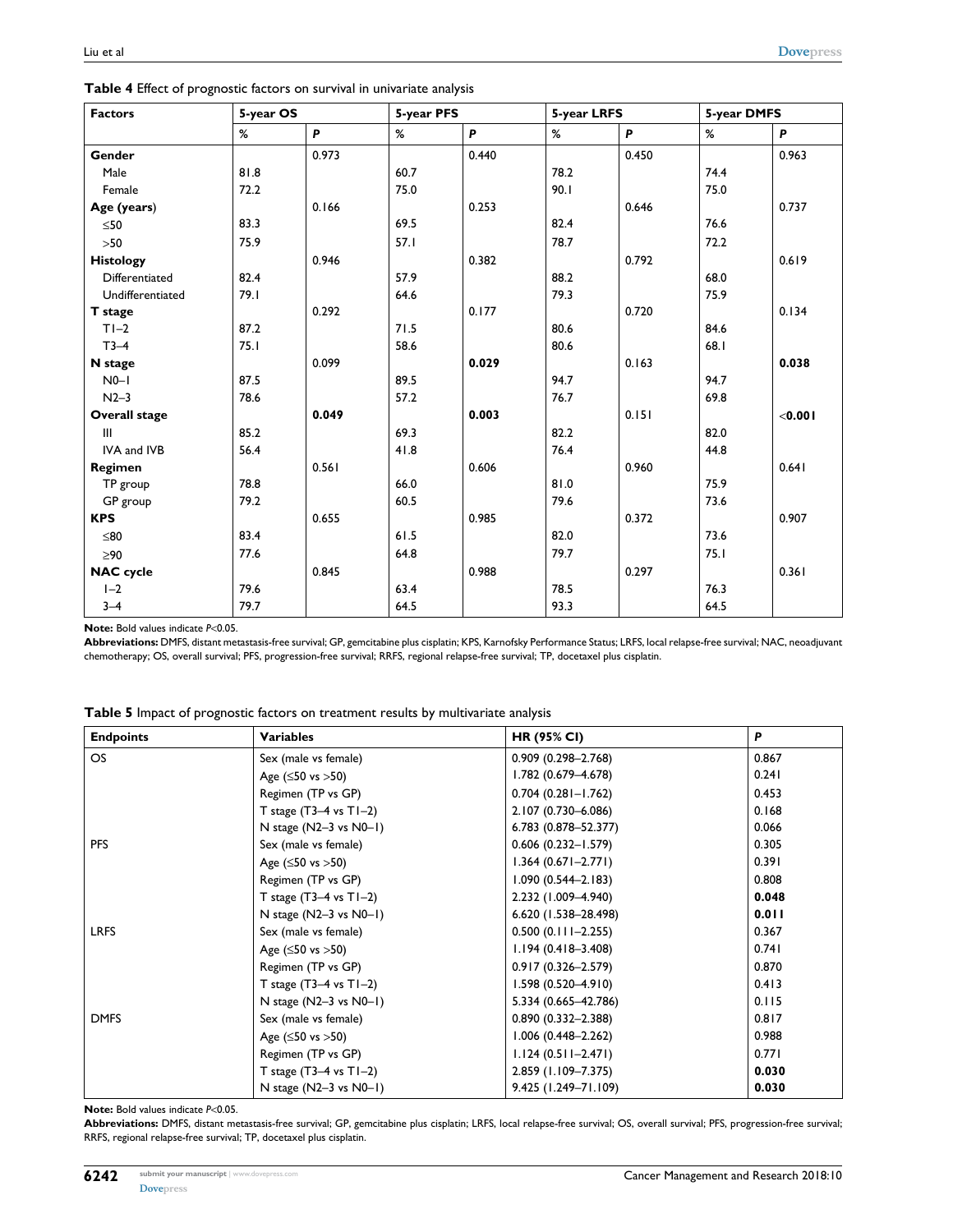**Table 4** Effect of prognostic factors on survival in univariate analysis

| Factors | 5-year OS | | 5-year PFS | | 5-year LRFS | | 5-year DMFS | |
|---|---|---|---|---|---|---|---|---|
| | % | *P* | % | *P* | % | *P* | % | *P* |
| **Gender** | | 0.973 | | 0.440 | | 0.450 | | 0.963 |
| Male | 81.8 | | 60.7 | | 78.2 | | 74.4 | |
| Female | 72.2 | | 75.0 | | 90.1 | | 75.0 | |
| **Age (years)** | | 0.166 | | 0.253 | | 0.646 | | 0.737 |
| ≤50 | 83.3 | | 69.5 | | 82.4 | | 76.6 | |
| >50 | 75.9 | | 57.1 | | 78.7 | | 72.2 | |
| **Histology** | | 0.946 | | 0.382 | | 0.792 | | 0.619 |
| Differentiated | 82.4 | | 57.9 | | 88.2 | | 68.0 | |
| Undifferentiated | 79.1 | | 64.6 | | 79.3 | | 75.9 | |
| **T stage** | | 0.292 | | 0.177 | | 0.720 | | 0.134 |
| T1–2 | 87.2 | | 71.5 | | 80.6 | | 84.6 | |
| T3–4 | 75.1 | | 58.6 | | 80.6 | | 68.1 | |
| **N stage** | | 0.099 | | **0.029** | | 0.163 | | **0.038** |
| N0–1 | 87.5 | | 89.5 | | 94.7 | | 94.7 | |
| N2–3 | 78.6 | | 57.2 | | 76.7 | | 69.8 | |
| **Overall stage** | | **0.049** | | **0.003** | | 0.151 | | **<0.001** |
| III | 85.2 | | 69.3 | | 82.2 | | 82.0 | |
| IVA and IVB | 56.4 | | 41.8 | | 76.4 | | 44.8 | |
| **Regimen** | | 0.561 | | 0.606 | | 0.960 | | 0.641 |
| TP group | 78.8 | | 66.0 | | 81.0 | | 75.9 | |
| GP group | 79.2 | | 60.5 | | 79.6 | | 73.6 | |
| **KPS** | | 0.655 | | 0.985 | | 0.372 | | 0.907 |
| ≤80 | 83.4 | | 61.5 | | 82.0 | | 73.6 | |
| ≥90 | 77.6 | | 64.8 | | 79.7 | | 75.1 | |
| **NAC cycle** | | 0.845 | | 0.988 | | 0.297 | | 0.361 |
| 1–2 | 79.6 | | 63.4 | | 78.5 | | 76.3 | |
| 3–4 | 79.7 | | 64.5 | | 93.3 | | 64.5 | |

**Note:** Bold values indicate $P<0.05$.

**Abbreviations:** DMFS, distant metastasis-free survival; GP, gemcitabine plus cisplatin; KPS, Karnofsky Performance Status; LRFS, local relapse-free survival; NAC, neoadjuvant chemotherapy; OS, overall survival; PFS, progression-free survival; RRFS, regional relapse-free survival; TP, docetaxel plus cisplatin.

**Table 5** Impact of prognostic factors on treatment results by multivariate analysis

| Endpoints | Variables | HR (95% CI) | *P* |
|---|---|---|---|
| OS | Sex (male vs female) | 0.909 (0.298–2.768) | 0.867 |
| | Age (≤50 vs >50) | 1.782 (0.679–4.678) | 0.241 |
| | Regimen (TP vs GP) | 0.704 (0.281–1.762) | 0.453 |
| | T stage (T3–4 vs T1–2) | 2.107 (0.730–6.086) | 0.168 |
| | N stage (N2–3 vs N0–1) | 6.783 (0.878–52.377) | 0.066 |
| PFS | Sex (male vs female) | 0.606 (0.232–1.579) | 0.305 |
| | Age (≤50 vs >50) | 1.364 (0.671–2.771) | 0.391 |
| | Regimen (TP vs GP) | 1.090 (0.544–2.183) | 0.808 |
| | T stage (T3–4 vs T1–2) | 2.232 (1.009–4.940) | **0.048** |
| | N stage (N2–3 vs N0–1) | 6.620 (1.538–28.498) | **0.011** |
| LRFS | Sex (male vs female) | 0.500 (0.111–2.255) | 0.367 |
| | Age (≤50 vs >50) | 1.194 (0.418–3.408) | 0.741 |
| | Regimen (TP vs GP) | 0.917 (0.326–2.579) | 0.870 |
| | T stage (T3–4 vs T1–2) | 1.598 (0.520–4.910) | 0.413 |
| | N stage (N2–3 vs N0–1) | 5.334 (0.665–42.786) | 0.115 |
| DMFS | Sex (male vs female) | 0.890 (0.332–2.388) | 0.817 |
| | Age (≤50 vs >50) | 1.006 (0.448–2.262) | 0.988 |
| | Regimen (TP vs GP) | 1.124 (0.511–2.471) | 0.771 |
| | T stage (T3–4 vs T1–2) | 2.859 (1.109–7.375) | **0.030** |
| | N stage (N2–3 vs N0–1) | 9.425 (1.249–71.109) | **0.030** |

**Note:** Bold values indicate $P<0.05$.

**Abbreviations:** DMFS, distant metastasis-free survival; GP, gemcitabine plus cisplatin; LRFS, local relapse-free survival; OS, overall survival; PFS, progression-free survival; RRFS, regional relapse-free survival; TP, docetaxel plus cisplatin.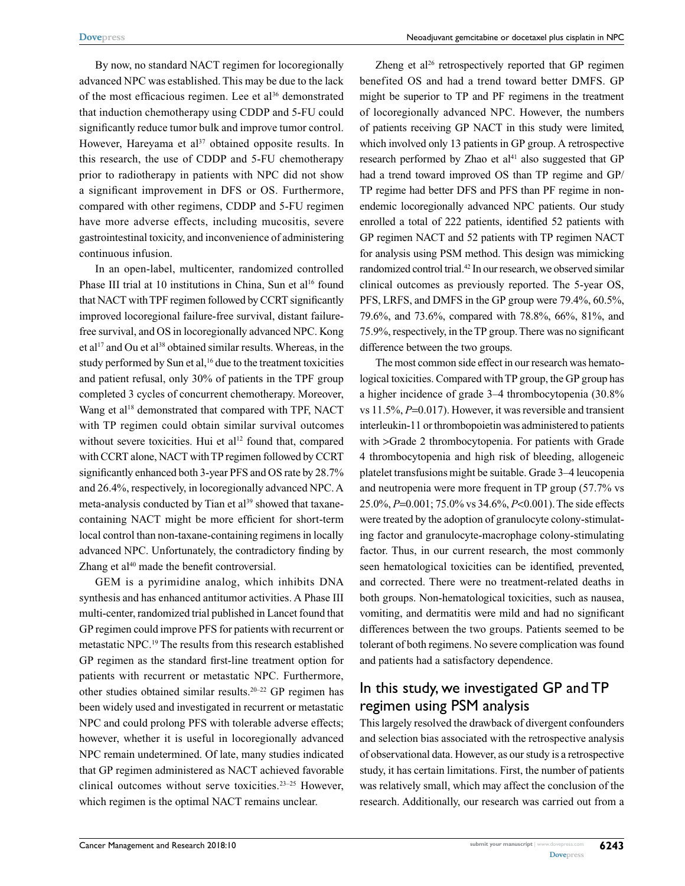By now, no standard NACT regimen for locoregionally advanced NPC was established. This may be due to the lack of the most efficacious regimen. Lee et al[36] demonstrated that induction chemotherapy using CDDP and 5-FU could significantly reduce tumor bulk and improve tumor control. However, Hareyama et al[37] obtained opposite results. In this research, the use of CDDP and 5-FU chemotherapy prior to radiotherapy in patients with NPC did not show a significant improvement in DFS or OS. Furthermore, compared with other regimens, CDDP and 5-FU regimen have more adverse effects, including mucositis, severe gastrointestinal toxicity, and inconvenience of administering continuous infusion.

In an open-label, multicenter, randomized controlled Phase III trial at 10 institutions in China, Sun et al[16] found that NACT with TPF regimen followed by CCRT significantly improved locoregional failure-free survival, distant failure-free survival, and OS in locoregionally advanced NPC. Kong et al[17] and Ou et al[38] obtained similar results. Whereas, in the study performed by Sun et al,[16] due to the treatment toxicities and patient refusal, only 30% of patients in the TPF group completed 3 cycles of concurrent chemotherapy. Moreover, Wang et al[18] demonstrated that compared with TPF, NACT with TP regimen could obtain similar survival outcomes without severe toxicities. Hui et al[12] found that, compared with CCRT alone, NACT with TP regimen followed by CCRT significantly enhanced both 3-year PFS and OS rate by 28.7% and 26.4%, respectively, in locoregionally advanced NPC. A meta-analysis conducted by Tian et al[39] showed that taxane-containing NACT might be more efficient for short-term local control than non-taxane-containing regimens in locally advanced NPC. Unfortunately, the contradictory finding by Zhang et al[40] made the benefit controversial.

GEM is a pyrimidine analog, which inhibits DNA synthesis and has enhanced antitumor activities. A Phase III multi-center, randomized trial published in Lancet found that GP regimen could improve PFS for patients with recurrent or metastatic NPC.[19] The results from this research established GP regimen as the standard first-line treatment option for patients with recurrent or metastatic NPC. Furthermore, other studies obtained similar results.[20–22] GP regimen has been widely used and investigated in recurrent or metastatic NPC and could prolong PFS with tolerable adverse effects; however, whether it is useful in locoregionally advanced NPC remain undetermined. Of late, many studies indicated that GP regimen administered as NACT achieved favorable clinical outcomes without serve toxicities.[23–25] However, which regimen is the optimal NACT remains unclear.

Zheng et al[26] retrospectively reported that GP regimen benefited OS and had a trend toward better DMFS. GP might be superior to TP and PF regimens in the treatment of locoregionally advanced NPC. However, the numbers of patients receiving GP NACT in this study were limited, which involved only 13 patients in GP group. A retrospective research performed by Zhao et al[41] also suggested that GP had a trend toward improved OS than TP regime and GP/TP regime had better DFS and PFS than PF regime in non-endemic locoregionally advanced NPC patients. Our study enrolled a total of 222 patients, identified 52 patients with GP regimen NACT and 52 patients with TP regimen NACT for analysis using PSM method. This design was mimicking randomized control trial.[42] In our research, we observed similar clinical outcomes as previously reported. The 5-year OS, PFS, LRFS, and DMFS in the GP group were 79.4%, 60.5%, 79.6%, and 73.6%, compared with 78.8%, 66%, 81%, and 75.9%, respectively, in the TP group. There was no significant difference between the two groups.

The most common side effect in our research was hematological toxicities. Compared with TP group, the GP group has a higher incidence of grade 3–4 thrombocytopenia (30.8% vs 11.5%, $P$=0.017). However, it was reversible and transient interleukin-11 or thrombopoietin was administered to patients with >Grade 2 thrombocytopenia. For patients with Grade 4 thrombocytopenia and high risk of bleeding, allogeneic platelet transfusions might be suitable. Grade 3–4 leucopenia and neutropenia were more frequent in TP group (57.7% vs 25.0%, $P$=0.001; 75.0% vs 34.6%, $P$<0.001). The side effects were treated by the adoption of granulocyte colony-stimulating factor and granulocyte-macrophage colony-stimulating factor. Thus, in our current research, the most commonly seen hematological toxicities can be identified, prevented, and corrected. There were no treatment-related deaths in both groups. Non-hematological toxicities, such as nausea, vomiting, and dermatitis were mild and had no significant differences between the two groups. Patients seemed to be tolerant of both regimens. No severe complication was found and patients had a satisfactory dependence.

## In this study, we investigated GP and TP regimen using PSM analysis

This largely resolved the drawback of divergent confounders and selection bias associated with the retrospective analysis of observational data. However, as our study is a retrospective study, it has certain limitations. First, the number of patients was relatively small, which may affect the conclusion of the research. Additionally, our research was carried out from a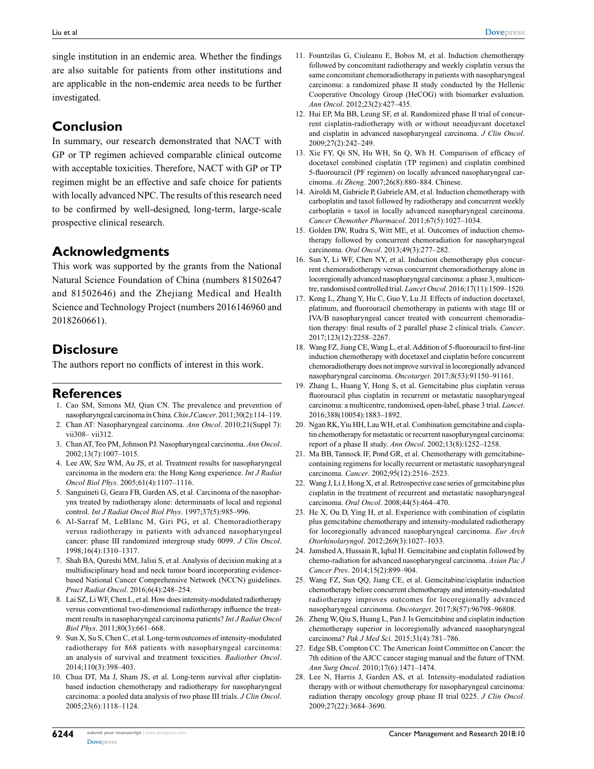single institution in an endemic area. Whether the findings are also suitable for patients from other institutions and are applicable in the non-endemic area needs to be further investigated.

## Conclusion

In summary, our research demonstrated that NACT with GP or TP regimen achieved comparable clinical outcome with acceptable toxicities. Therefore, NACT with GP or TP regimen might be an effective and safe choice for patients with locally advanced NPC. The results of this research need to be confirmed by well-designed, long-term, large-scale prospective clinical research.

## Acknowledgments

This work was supported by the grants from the National Natural Science Foundation of China (numbers 81502647 and 81502646) and the Zhejiang Medical and Health Science and Technology Project (numbers 2016146960 and 2018260661).

## Disclosure

The authors report no conflicts of interest in this work.

## References

1. Cao SM, Simons MJ, Qian CN. The prevalence and prevention of nasopharyngeal carcinoma in China. *Chin J Cancer*. 2011;30(2):114–119.
2. Chan AT: Nasopharyngeal carcinoma. *Ann Oncol*. 2010;21(Suppl 7): vii308– vii312.
3. Chan AT, Teo PM, Johnson PJ. Nasopharyngeal carcinoma. *Ann Oncol*. 2002;13(7):1007–1015.
4. Lee AW, Sze WM, Au JS, et al. Treatment results for nasopharyngeal carcinoma in the modern era: the Hong Kong experience. *Int J Radiat Oncol Biol Phys*. 2005;61(4):1107–1116.
5. Sanguineti G, Geara FB, Garden AS, et al. Carcinoma of the nasopharynx treated by radiotherapy alone: determinants of local and regional control. *Int J Radiat Oncol Biol Phys*. 1997;37(5):985–996.
6. Al-Sarraf M, LeBlanc M, Giri PG, et al. Chemoradiotherapy versus radiotherapy in patients with advanced nasopharyngeal cancer: phase III randomized intergroup study 0099. *J Clin Oncol*. 1998;16(4):1310–1317.
7. Shah BA, Qureshi MM, Jalisi S, et al. Analysis of decision making at a multidisciplinary head and neck tumor board incorporating evidence-based National Cancer Comprehensive Network (NCCN) guidelines. *Pract Radiat Oncol*. 2016;6(4):248–254.
8. Lai SZ, Li WF, Chen L, et al. How does intensity-modulated radiotherapy versus conventional two-dimensional radiotherapy influence the treatment results in nasopharyngeal carcinoma patients? *Int J Radiat Oncol Biol Phys*. 2011;80(3):661–668.
9. Sun X, Su S, Chen C, et al. Long-term outcomes of intensity-modulated radiotherapy for 868 patients with nasopharyngeal carcinoma: an analysis of survival and treatment toxicities. *Radiother Oncol*. 2014;110(3):398–403.
10. Chua DT, Ma J, Sham JS, et al. Long-term survival after cisplatin-based induction chemotherapy and radiotherapy for nasopharyngeal carcinoma: a pooled data analysis of two phase III trials. *J Clin Oncol*. 2005;23(6):1118–1124.
11. Fountzilas G, Ciuleanu E, Bobos M, et al. Induction chemotherapy followed by concomitant radiotherapy and weekly cisplatin versus the same concomitant chemoradiotherapy in patients with nasopharyngeal carcinoma: a randomized phase II study conducted by the Hellenic Cooperative Oncology Group (HeCOG) with biomarker evaluation. *Ann Oncol*. 2012;23(2):427–435.
12. Hui EP, Ma BB, Leung SF, et al. Randomized phase II trial of concurrent cisplatin-radiotherapy with or without neoadjuvant docetaxel and cisplatin in advanced nasopharyngeal carcinoma. *J Clin Oncol*. 2009;27(2):242–249.
13. Xie FY, Qi SN, Hu WH, Sn Q, Wh H. Comparison of efficacy of docetaxel combined cisplatin (TP regimen) and cisplatin combined 5-fluorouracil (PF regimen) on locally advanced nasopharyngeal carcinoma. *Ai Zheng*. 2007;26(8):880–884. Chinese.
14. Airoldi M, Gabriele P, Gabriele AM, et al. Induction chemotherapy with carboplatin and taxol followed by radiotherapy and concurrent weekly carboplatin + taxol in locally advanced nasopharyngeal carcinoma. *Cancer Chemother Pharmacol*. 2011;67(5):1027–1034.
15. Golden DW, Rudra S, Witt ME, et al. Outcomes of induction chemotherapy followed by concurrent chemoradiation for nasopharyngeal carcinoma. *Oral Oncol*. 2013;49(3):277–282.
16. Sun Y, Li WF, Chen NY, et al. Induction chemotherapy plus concurrent chemoradiotherapy versus concurrent chemoradiotherapy alone in locoregionally advanced nasopharyngeal carcinoma: a phase 3, multicentre, randomised controlled trial. *Lancet Oncol*. 2016;17(11):1509–1520.
17. Kong L, Zhang Y, Hu C, Guo Y, Lu JJ. Effects of induction docetaxel, platinum, and fluorouracil chemotherapy in patients with stage III or IVA/B nasopharyngeal cancer treated with concurrent chemoradiation therapy: final results of 2 parallel phase 2 clinical trials. *Cancer*. 2017;123(12):2258–2267.
18. Wang FZ, Jiang CE, Wang L, et al. Addition of 5-fluorouracil to first-line induction chemotherapy with docetaxel and cisplatin before concurrent chemoradiotherapy does not improve survival in locoregionally advanced nasopharyngeal carcinoma. *Oncotarget*. 2017;8(53):91150–91161.
19. Zhang L, Huang Y, Hong S, et al. Gemcitabine plus cisplatin versus fluorouracil plus cisplatin in recurrent or metastatic nasopharyngeal carcinoma: a multicentre, randomised, open-label, phase 3 trial. *Lancet*. 2016;388(10054):1883–1892.
20. Ngan RK, Yiu HH, Lau WH, et al. Combination gemcitabine and cisplatin chemotherapy for metastatic or recurrent nasopharyngeal carcinoma: report of a phase II study. *Ann Oncol*. 2002;13(8):1252–1258.
21. Ma BB, Tannock IF, Pond GR, et al. Chemotherapy with gemcitabine-containing regimens for locally recurrent or metastatic nasopharyngeal carcinoma. *Cancer*. 2002;95(12):2516–2523.
22. Wang J, Li J, Hong X, et al. Retrospective case series of gemcitabine plus cisplatin in the treatment of recurrent and metastatic nasopharyngeal carcinoma. *Oral Oncol*. 2008;44(5):464–470.
23. He X, Ou D, Ying H, et al. Experience with combination of cisplatin plus gemcitabine chemotherapy and intensity-modulated radiotherapy for locoregionally advanced nasopharyngeal carcinoma. *Eur Arch Otorhinolaryngol*. 2012;269(3):1027–1033.
24. Jamshed A, Hussain R, Iqbal H. Gemcitabine and cisplatin followed by chemo-radiation for advanced nasopharyngeal carcinoma. *Asian Pac J Cancer Prev*. 2014;15(2):899–904.
25. Wang FZ, Sun QQ, Jiang CE, et al. Gemcitabine/cisplatin induction chemotherapy before concurrent chemotherapy and intensity-modulated radiotherapy improves outcomes for locoregionally advanced nasopharyngeal carcinoma. *Oncotarget*. 2017;8(57):96798–96808.
26. Zheng W, Qiu S, Huang L, Pan J. Is Gemcitabine and cisplatin induction chemotherapy superior in locoregionally advanced nasopharyngeal carcinoma? *Pak J Med Sci*. 2015;31(4):781–786.
27. Edge SB, Compton CC. The American Joint Committee on Cancer: the 7th edition of the AJCC cancer staging manual and the future of TNM. *Ann Surg Oncol*. 2010;17(6):1471–1474.
28. Lee N, Harris J, Garden AS, et al. Intensity-modulated radiation therapy with or without chemotherapy for nasopharyngeal carcinoma: radiation therapy oncology group phase II trial 0225. *J Clin Oncol*. 2009;27(22):3684–3690.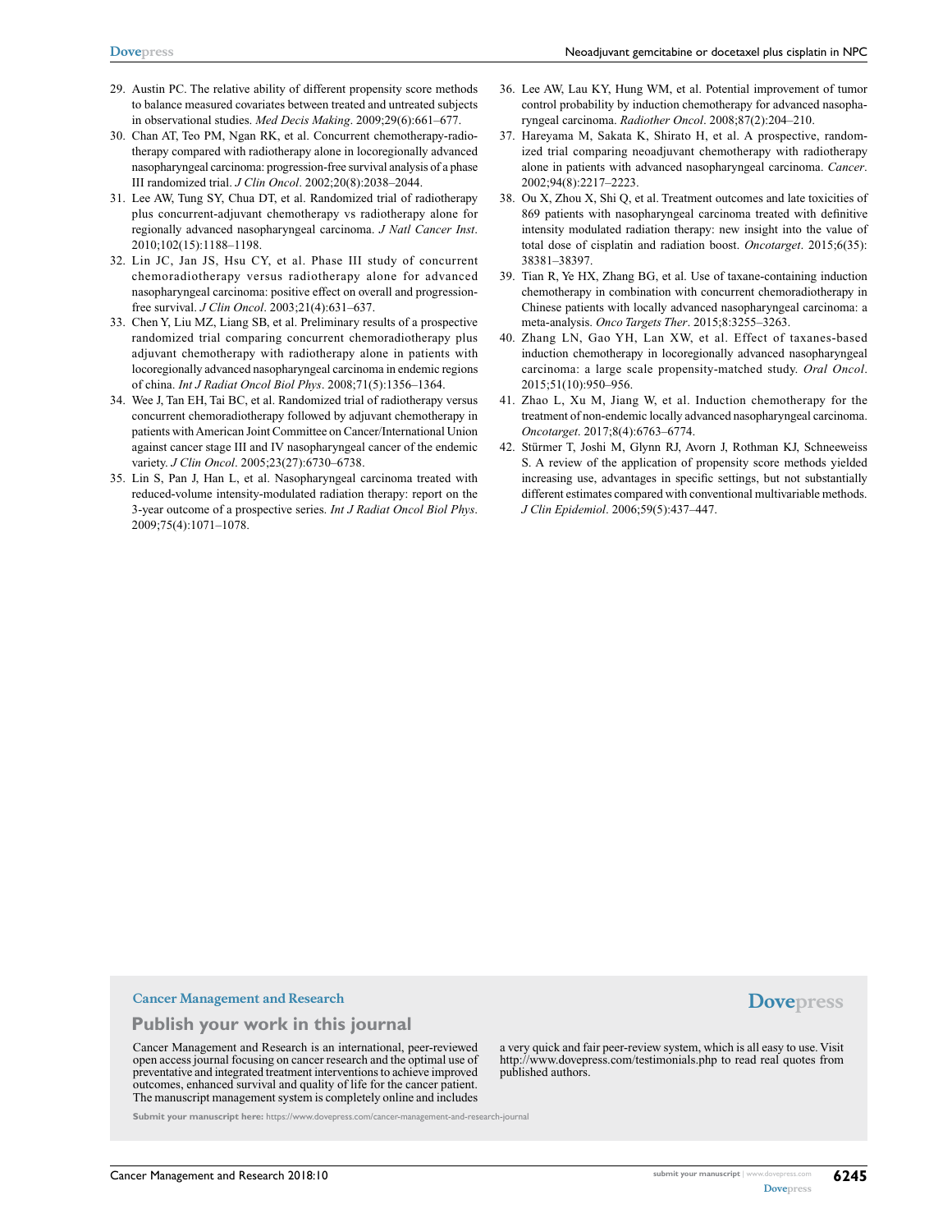29. Austin PC. The relative ability of different propensity score methods to balance measured covariates between treated and untreated subjects in observational studies. *Med Decis Making*. 2009;29(6):661–677.
30. Chan AT, Teo PM, Ngan RK, et al. Concurrent chemotherapy-radiotherapy compared with radiotherapy alone in locoregionally advanced nasopharyngeal carcinoma: progression-free survival analysis of a phase III randomized trial. *J Clin Oncol*. 2002;20(8):2038–2044.
31. Lee AW, Tung SY, Chua DT, et al. Randomized trial of radiotherapy plus concurrent-adjuvant chemotherapy vs radiotherapy alone for regionally advanced nasopharyngeal carcinoma. *J Natl Cancer Inst*. 2010;102(15):1188–1198.
32. Lin JC, Jan JS, Hsu CY, et al. Phase III study of concurrent chemoradiotherapy versus radiotherapy alone for advanced nasopharyngeal carcinoma: positive effect on overall and progression-free survival. *J Clin Oncol*. 2003;21(4):631–637.
33. Chen Y, Liu MZ, Liang SB, et al. Preliminary results of a prospective randomized trial comparing concurrent chemoradiotherapy plus adjuvant chemotherapy with radiotherapy alone in patients with locoregionally advanced nasopharyngeal carcinoma in endemic regions of china. *Int J Radiat Oncol Biol Phys*. 2008;71(5):1356–1364.
34. Wee J, Tan EH, Tai BC, et al. Randomized trial of radiotherapy versus concurrent chemoradiotherapy followed by adjuvant chemotherapy in patients with American Joint Committee on Cancer/International Union against cancer stage III and IV nasopharyngeal cancer of the endemic variety. *J Clin Oncol*. 2005;23(27):6730–6738.
35. Lin S, Pan J, Han L, et al. Nasopharyngeal carcinoma treated with reduced-volume intensity-modulated radiation therapy: report on the 3-year outcome of a prospective series. *Int J Radiat Oncol Biol Phys*. 2009;75(4):1071–1078.
36. Lee AW, Lau KY, Hung WM, et al. Potential improvement of tumor control probability by induction chemotherapy for advanced nasopharyngeal carcinoma. *Radiother Oncol*. 2008;87(2):204–210.
37. Hareyama M, Sakata K, Shirato H, et al. A prospective, randomized trial comparing neoadjuvant chemotherapy with radiotherapy alone in patients with advanced nasopharyngeal carcinoma. *Cancer*. 2002;94(8):2217–2223.
38. Ou X, Zhou X, Shi Q, et al. Treatment outcomes and late toxicities of 869 patients with nasopharyngeal carcinoma treated with definitive intensity modulated radiation therapy: new insight into the value of total dose of cisplatin and radiation boost. *Oncotarget*. 2015;6(35):38381–38397.
39. Tian R, Ye HX, Zhang BG, et al. Use of taxane-containing induction chemotherapy in combination with concurrent chemoradiotherapy in Chinese patients with locally advanced nasopharyngeal carcinoma: a meta-analysis. *Onco Targets Ther*. 2015;8:3255–3263.
40. Zhang LN, Gao YH, Lan XW, et al. Effect of taxanes-based induction chemotherapy in locoregionally advanced nasopharyngeal carcinoma: a large scale propensity-matched study. *Oral Oncol*. 2015;51(10):950–956.
41. Zhao L, Xu M, Jiang W, et al. Induction chemotherapy for the treatment of non-endemic locally advanced nasopharyngeal carcinoma. *Oncotarget*. 2017;8(4):6763–6774.
42. Stürmer T, Joshi M, Glynn RJ, Avorn J, Rothman KJ, Schneeweiss S. A review of the application of propensity score methods yielded increasing use, advantages in specific settings, but not substantially different estimates compared with conventional multivariable methods. *J Clin Epidemiol*. 2006;59(5):437–447.